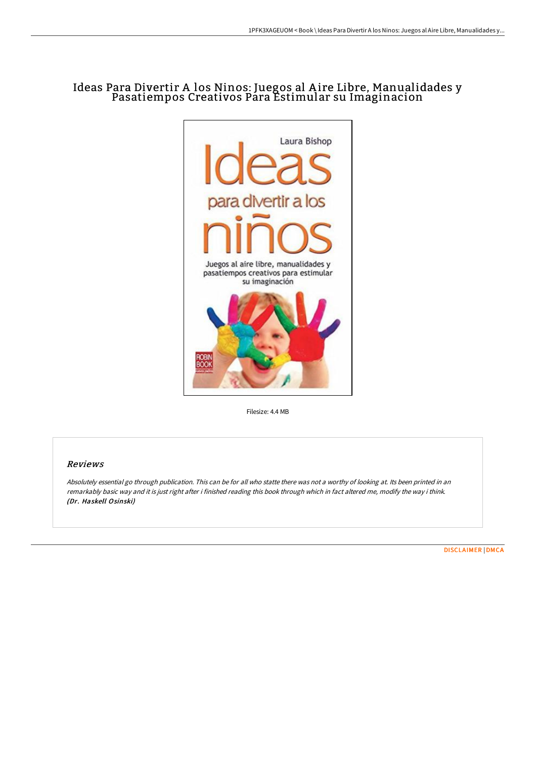# Ideas Para Divertir A los Ninos: Juegos al Aire Libre, Manualidades y Pasatiempos Creativos Para Estimular su Imaginacion

Filesize: 4.4 MB

## Reviews

*Absolutely essential go through publication. This can be for all who statte there was not a worthy of looking at. Its been printed in an remarkably basic way and it is just right after i finished reading this book through which in fact altered me, modify the way i think.*
***(Dr. Haskell Osinski)***

DISCLAIMER | DMCA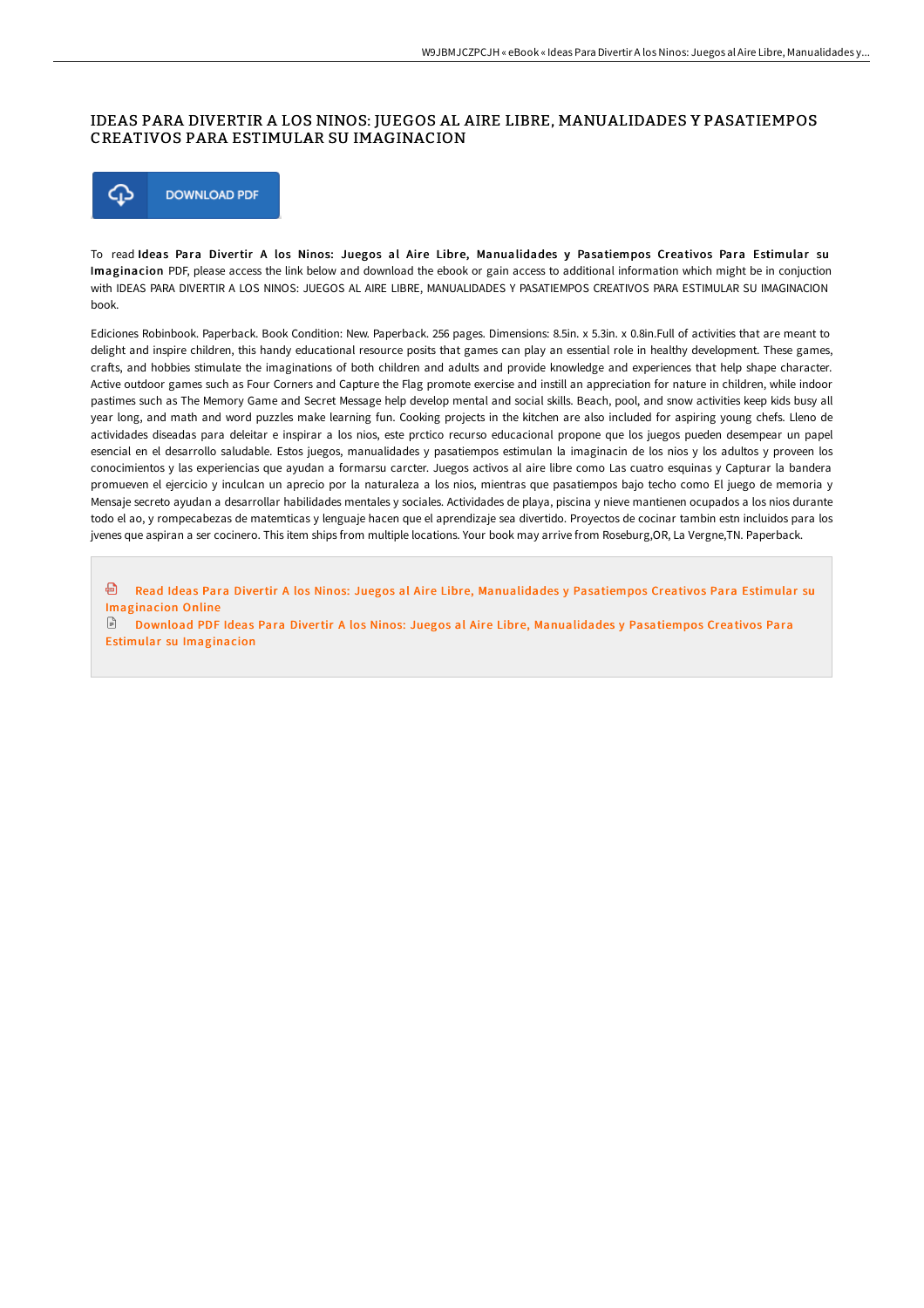# IDEAS PARA DIVERTIR A LOS NINOS: JUEGOS AL AIRE LIBRE, MANUALIDADES Y PASATIEMPOS CREATIVOS PARA ESTIMULAR SU IMAGINACION

DOWNLOAD PDF

To read **Ideas Para Divertir A los Ninos: Juegos al Aire Libre, Manualidades y Pasatiempos Creativos Para Estimular su Imaginacion** PDF, please access the link below and download the ebook or gain access to additional information which might be in conjuction with IDEAS PARA DIVERTIR A LOS NINOS: JUEGOS AL AIRE LIBRE, MANUALIDADES Y PASATIEMPOS CREATIVOS PARA ESTIMULAR SU IMAGINACION book.

Ediciones Robinbook. Paperback. Book Condition: New. Paperback. 256 pages. Dimensions: 8.5in. x 5.3in. x 0.8in.Full of activities that are meant to delight and inspire children, this handy educational resource posits that games can play an essential role in healthy development. These games, crafts, and hobbies stimulate the imaginations of both children and adults and provide knowledge and experiences that help shape character. Active outdoor games such as Four Corners and Capture the Flag promote exercise and instill an appreciation for nature in children, while indoor pastimes such as The Memory Game and Secret Message help develop mental and social skills. Beach, pool, and snow activities keep kids busy all year long, and math and word puzzles make learning fun. Cooking projects in the kitchen are also included for aspiring young chefs. Lleno de actividades diseadas para deleitar e inspirar a los nios, este prctico recurso educacional propone que los juegos pueden desempear un papel esencial en el desarrollo saludable. Estos juegos, manualidades y pasatiempos estimulan la imaginacin de los nios y los adultos y proveen los conocimientos y las experiencias que ayudan a formarsu carcter. Juegos activos al aire libre como Las cuatro esquinas y Capturar la bandera promueven el ejercicio y inculcan un aprecio por la naturaleza a los nios, mientras que pasatiempos bajo techo como El juego de memoria y Mensaje secreto ayudan a desarrollar habilidades mentales y sociales. Actividades de playa, piscina y nieve mantienen ocupados a los nios durante todo el ao, y rompecabezas de matemticas y lenguaje hacen que el aprendizaje sea divertido. Proyectos de cocinar tambin estn incluidos para los jvenes que aspiran a ser cocinero. This item ships from multiple locations. Your book may arrive from Roseburg,OR, La Vergne,TN. Paperback.

Read Ideas Para Divertir A los Ninos: Juegos al Aire Libre, Manualidades y Pasatiempos Creativos Para Estimular su Imaginacion Online

Download PDF Ideas Para Divertir A los Ninos: Juegos al Aire Libre, Manualidades y Pasatiempos Creativos Para Estimular su Imaginacion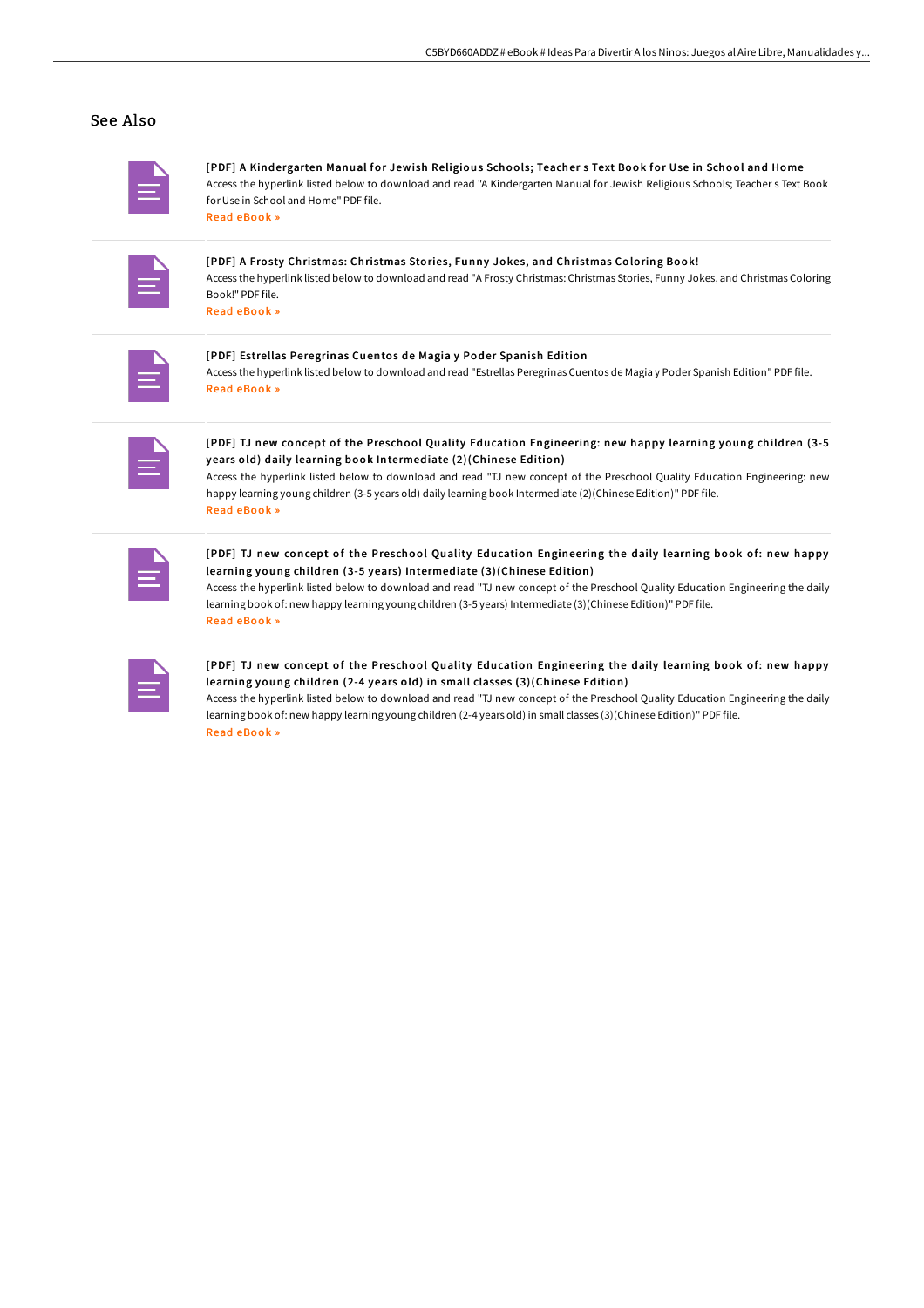## See Also

**[PDF] A Kindergarten Manual for Jewish Religious Schools; Teacher s Text Book for Use in School and Home**

Access the hyperlink listed below to download and read "A Kindergarten Manual for Jewish Religious Schools; Teacher s Text Book for Use in School and Home" PDF file.

Read eBook »

**[PDF] A Frosty Christmas: Christmas Stories, Funny Jokes, and Christmas Coloring Book!**

Access the hyperlink listed below to download and read "A Frosty Christmas: Christmas Stories, Funny Jokes, and Christmas Coloring Book!" PDF file.

Read eBook »

**[PDF] Estrellas Peregrinas Cuentos de Magia y Poder Spanish Edition**

Access the hyperlink listed below to download and read "Estrellas Peregrinas Cuentos de Magia y Poder Spanish Edition" PDF file.

Read eBook »

**[PDF] TJ new concept of the Preschool Quality Education Engineering: new happy learning young children (3-5 years old) daily learning book Intermediate (2)(Chinese Edition)**

Access the hyperlink listed below to download and read "TJ new concept of the Preschool Quality Education Engineering: new happy learning young children (3-5 years old) daily learning book Intermediate (2)(Chinese Edition)" PDF file.

Read eBook »

**[PDF] TJ new concept of the Preschool Quality Education Engineering the daily learning book of: new happy learning young children (3-5 years) Intermediate (3)(Chinese Edition)**

Access the hyperlink listed below to download and read "TJ new concept of the Preschool Quality Education Engineering the daily learning book of: new happy learning young children (3-5 years) Intermediate (3)(Chinese Edition)" PDF file.

Read eBook »

**[PDF] TJ new concept of the Preschool Quality Education Engineering the daily learning book of: new happy learning young children (2-4 years old) in small classes (3)(Chinese Edition)**

Access the hyperlink listed below to download and read "TJ new concept of the Preschool Quality Education Engineering the daily learning book of: new happy learning young children (2-4 years old) in small classes (3)(Chinese Edition)" PDF file.

Read eBook »